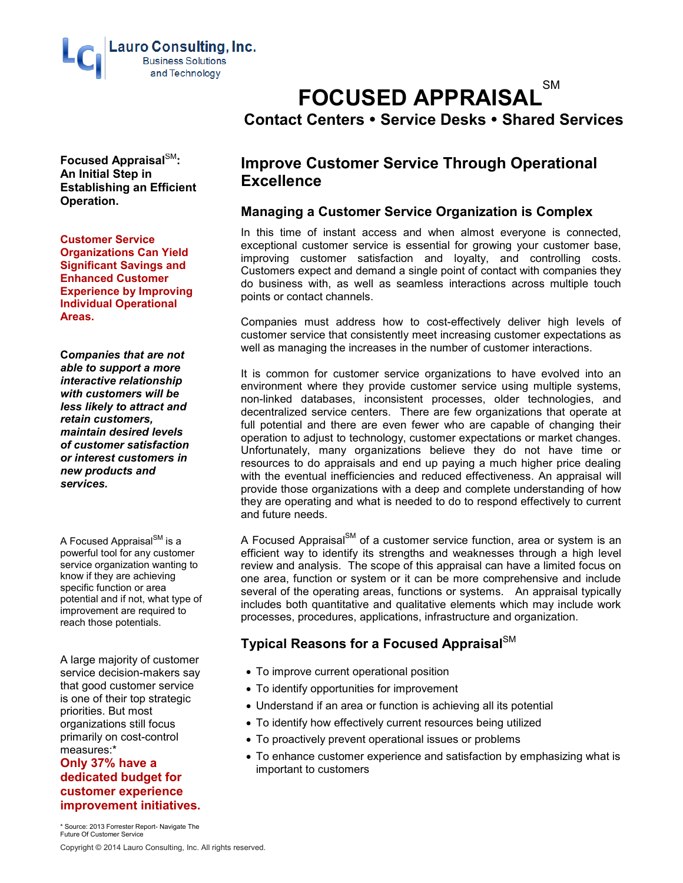Lauro Consulting, Inc.
Business Solutions and Technology

# FOCUSED APPRAISAL℠

## Contact Centers • Service Desks • Shared Services

**Focused Appraisal℠: An Initial Step in Establishing an Efficient Operation.**

**Customer Service Organizations Can Yield Significant Savings and Enhanced Customer Experience by Improving Individual Operational Areas.**

***Companies that are not able to support a more interactive relationship with customers will be less likely to attract and retain customers, maintain desired levels of customer satisfaction or interest customers in new products and services.***

A Focused Appraisal℠ is a powerful tool for any customer service organization wanting to know if they are achieving specific function or area potential and if not, what type of improvement are required to reach those potentials.

A large majority of customer service decision-makers say that good customer service is one of their top strategic priorities. But most organizations still focus primarily on cost-control measures:*

**Only 37% have a dedicated budget for customer experience improvement initiatives.**

\* Source: 2013 Forrester Report- Navigate The Future Of Customer Service

## Improve Customer Service Through Operational Excellence

### Managing a Customer Service Organization is Complex

In this time of instant access and when almost everyone is connected, exceptional customer service is essential for growing your customer base, improving customer satisfaction and loyalty, and controlling costs. Customers expect and demand a single point of contact with companies they do business with, as well as seamless interactions across multiple touch points or contact channels.

Companies must address how to cost-effectively deliver high levels of customer service that consistently meet increasing customer expectations as well as managing the increases in the number of customer interactions.

It is common for customer service organizations to have evolved into an environment where they provide customer service using multiple systems, non-linked databases, inconsistent processes, older technologies, and decentralized service centers. There are few organizations that operate at full potential and there are even fewer who are capable of changing their operation to adjust to technology, customer expectations or market changes. Unfortunately, many organizations believe they do not have time or resources to do appraisals and end up paying a much higher price dealing with the eventual inefficiencies and reduced effectiveness. An appraisal will provide those organizations with a deep and complete understanding of how they are operating and what is needed to do to respond effectively to current and future needs.

A Focused Appraisal℠ of a customer service function, area or system is an efficient way to identify its strengths and weaknesses through a high level review and analysis. The scope of this appraisal can have a limited focus on one area, function or system or it can be more comprehensive and include several of the operating areas, functions or systems. An appraisal typically includes both quantitative and qualitative elements which may include work processes, procedures, applications, infrastructure and organization.

### Typical Reasons for a Focused Appraisal℠

- To improve current operational position
- To identify opportunities for improvement
- Understand if an area or function is achieving all its potential
- To identify how effectively current resources being utilized
- To proactively prevent operational issues or problems
- To enhance customer experience and satisfaction by emphasizing what is important to customers

Copyright © 2014 Lauro Consulting, Inc. All rights reserved.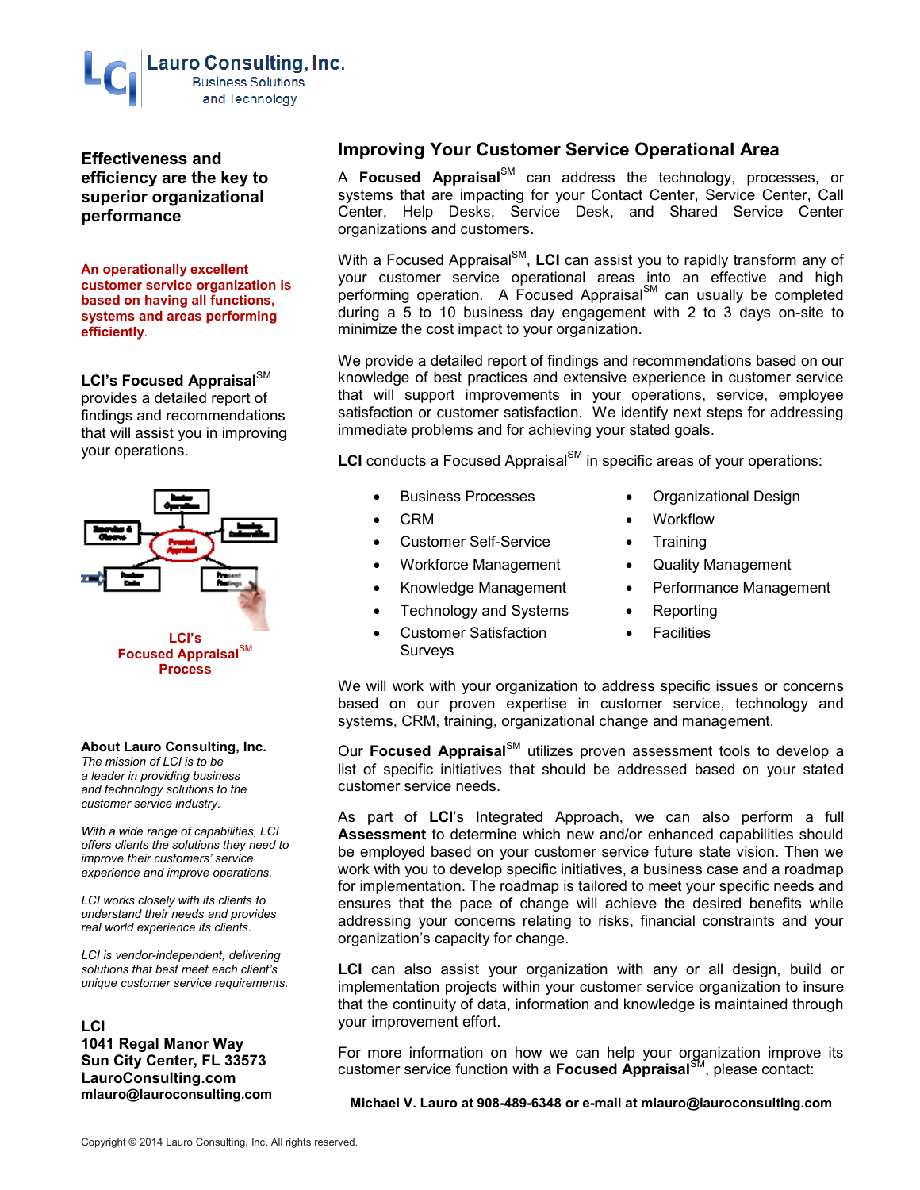Lauro Consulting, Inc.
Business Solutions and Technology

**Effectiveness and efficiency are the key to superior organizational performance**

**An operationally excellent customer service organization is based on having all functions, systems and areas performing efficiently.**

**LCI's Focused Appraisal**SM provides a detailed report of findings and recommendations that will assist you in improving your operations.

**LCI's Focused Appraisal**SM **Process**

**About Lauro Consulting, Inc.**

*The mission of LCI is to be a leader in providing business and technology solutions to the customer service industry.*

*With a wide range of capabilities, LCI offers clients the solutions they need to improve their customers' service experience and improve operations.*

*LCI works closely with its clients to understand their needs and provides real world experience its clients.*

*LCI is vendor-independent, delivering solutions that best meet each client's unique customer service requirements.*

**LCI**
**1041 Regal Manor Way**
**Sun City Center, FL 33573**
**LauroConsulting.com**
**mlauro@lauroconsulting.com**

## Improving Your Customer Service Operational Area

A **Focused Appraisal**SM can address the technology, processes, or systems that are impacting for your Contact Center, Service Center, Call Center, Help Desks, Service Desk, and Shared Service Center organizations and customers.

With a Focused AppraisalSM, **LCI** can assist you to rapidly transform any of your customer service operational areas into an effective and high performing operation. A Focused AppraisalSM can usually be completed during a 5 to 10 business day engagement with 2 to 3 days on-site to minimize the cost impact to your organization.

We provide a detailed report of findings and recommendations based on our knowledge of best practices and extensive experience in customer service that will support improvements in your operations, service, employee satisfaction or customer satisfaction. We identify next steps for addressing immediate problems and for achieving your stated goals.

**LCI** conducts a Focused AppraisalSM in specific areas of your operations:

- Business Processes
- CRM
- Customer Self-Service
- Workforce Management
- Knowledge Management
- Technology and Systems
- Customer Satisfaction Surveys
- Organizational Design
- Workflow
- Training
- Quality Management
- Performance Management
- Reporting
- Facilities

We will work with your organization to address specific issues or concerns based on our proven expertise in customer service, technology and systems, CRM, training, organizational change and management.

Our **Focused Appraisal**SM utilizes proven assessment tools to develop a list of specific initiatives that should be addressed based on your stated customer service needs.

As part of **LCI**'s Integrated Approach, we can also perform a full **Assessment** to determine which new and/or enhanced capabilities should be employed based on your customer service future state vision. Then we work with you to develop specific initiatives, a business case and a roadmap for implementation. The roadmap is tailored to meet your specific needs and ensures that the pace of change will achieve the desired benefits while addressing your concerns relating to risks, financial constraints and your organization's capacity for change.

**LCI** can also assist your organization with any or all design, build or implementation projects within your customer service organization to insure that the continuity of data, information and knowledge is maintained through your improvement effort.

For more information on how we can help your organization improve its customer service function with a **Focused Appraisal**SM, please contact:

**Michael V. Lauro at 908-489-6348 or e-mail at mlauro@lauroconsulting.com**

Copyright © 2014 Lauro Consulting, Inc. All rights reserved.